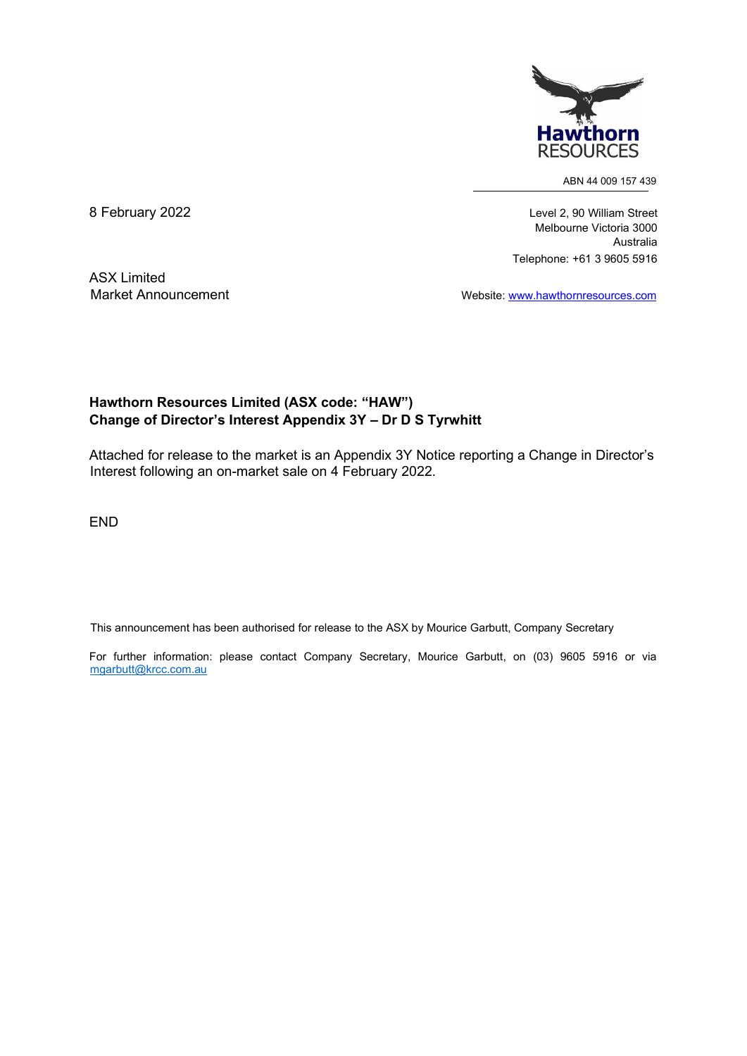Hawthorn RESOURCES

ABN 44 009 157 439

8 February 2022

Level 2, 90 William Street
Melbourne Victoria 3000
Australia
Telephone: +61 3 9605 5916

ASX Limited
Market Announcement

Website: www.hawthornresources.com

**Hawthorn Resources Limited (ASX code: "HAW")**
**Change of Director's Interest Appendix 3Y – Dr D S Tyrwhitt**

Attached for release to the market is an Appendix 3Y Notice reporting a Change in Director's Interest following an on-market sale on 4 February 2022.

END

This announcement has been authorised for release to the ASX by Mourice Garbutt, Company Secretary

For further information: please contact Company Secretary, Mourice Garbutt, on (03) 9605 5916 or via mgarbutt@krcc.com.au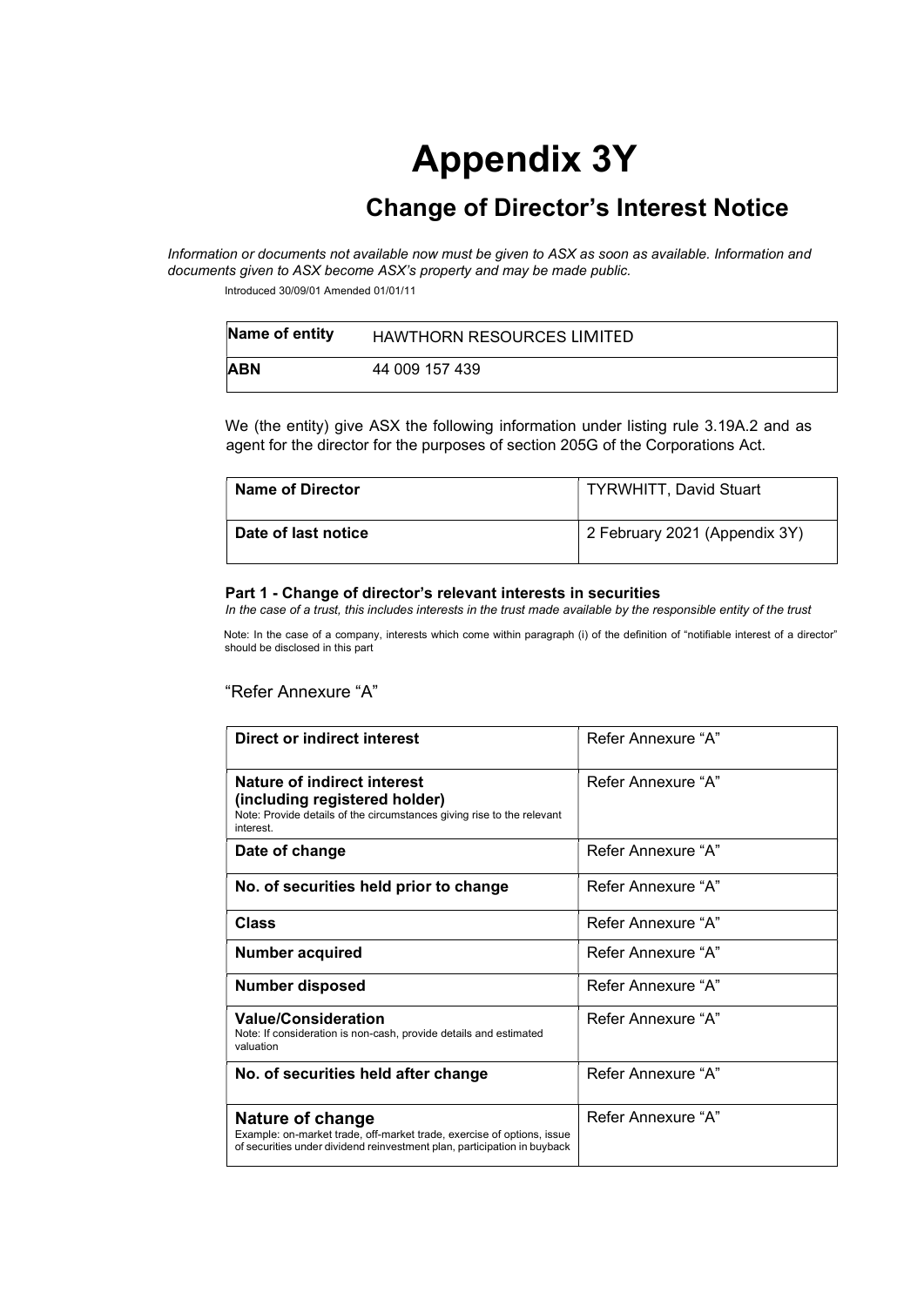// Document-style page; produce content faithfully.

# Appendix 3Y

## Change of Director's Interest Notice

*Information or documents not available now must be given to ASX as soon as available. Information and documents given to ASX become ASX's property and may be made public.*

Introduced 30/09/01 Amended 01/01/11

| **Name of entity** | HAWTHORN RESOURCES LIMITED |
|---|---|
| **ABN** | 44 009 157 439 |

We (the entity) give ASX the following information under listing rule 3.19A.2 and as agent for the director for the purposes of section 205G of the Corporations Act.

| **Name of Director** | TYRWHITT, David Stuart |
|---|---|
| **Date of last notice** | 2 February 2021 (Appendix 3Y) |

#### Part 1 - Change of director's relevant interests in securities

*In the case of a trust, this includes interests in the trust made available by the responsible entity of the trust*

Note: In the case of a company, interests which come within paragraph (i) of the definition of "notifiable interest of a director" should be disclosed in this part

"Refer Annexure "A"

| **Direct or indirect interest** | Refer Annexure "A" |
|---|---|
| **Nature of indirect interest (including registered holder)**<br>Note: Provide details of the circumstances giving rise to the relevant interest. | Refer Annexure "A" |
| **Date of change** | Refer Annexure "A" |
| **No. of securities held prior to change** | Refer Annexure "A" |
| **Class** | Refer Annexure "A" |
| **Number acquired** | Refer Annexure "A" |
| **Number disposed** | Refer Annexure "A" |
| **Value/Consideration**<br>Note: If consideration is non-cash, provide details and estimated valuation | Refer Annexure "A" |
| **No. of securities held after change** | Refer Annexure "A" |
| **Nature of change**<br>Example: on-market trade, off-market trade, exercise of options, issue of securities under dividend reinvestment plan, participation in buyback | Refer Annexure "A" |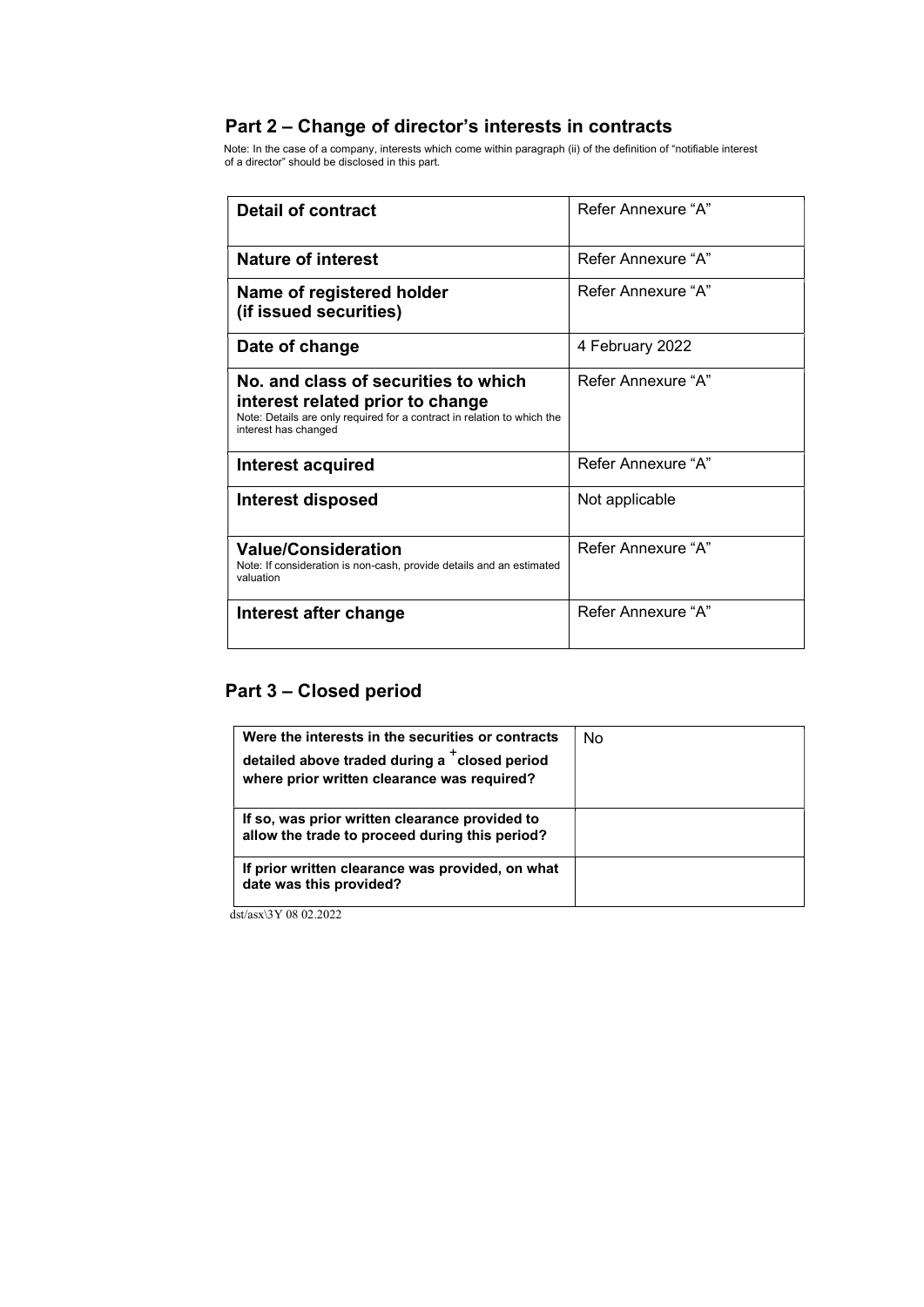## Part 2 – Change of director's interests in contracts

Note: In the case of a company, interests which come within paragraph (ii) of the definition of "notifiable interest of a director" should be disclosed in this part.

| | |
|---|---|
| **Detail of contract** | Refer Annexure "A" |
| **Nature of interest** | Refer Annexure "A" |
| **Name of registered holder (if issued securities)** | Refer Annexure "A" |
| **Date of change** | 4 February 2022 |
| **No. and class of securities to which interest related prior to change** Note: Details are only required for a contract in relation to which the interest has changed | Refer Annexure "A" |
| **Interest acquired** | Refer Annexure "A" |
| **Interest disposed** | Not applicable |
| **Value/Consideration** Note: If consideration is non-cash, provide details and an estimated valuation | Refer Annexure "A" |
| **Interest after change** | Refer Annexure "A" |

## Part 3 – Closed period

| | |
|---|---|
| **Were the interests in the securities or contracts detailed above traded during a +closed period where prior written clearance was required?** | No |
| **If so, was prior written clearance provided to allow the trade to proceed during this period?** | |
| **If prior written clearance was provided, on what date was this provided?** | |

dst/asx\3Y 08 02.2022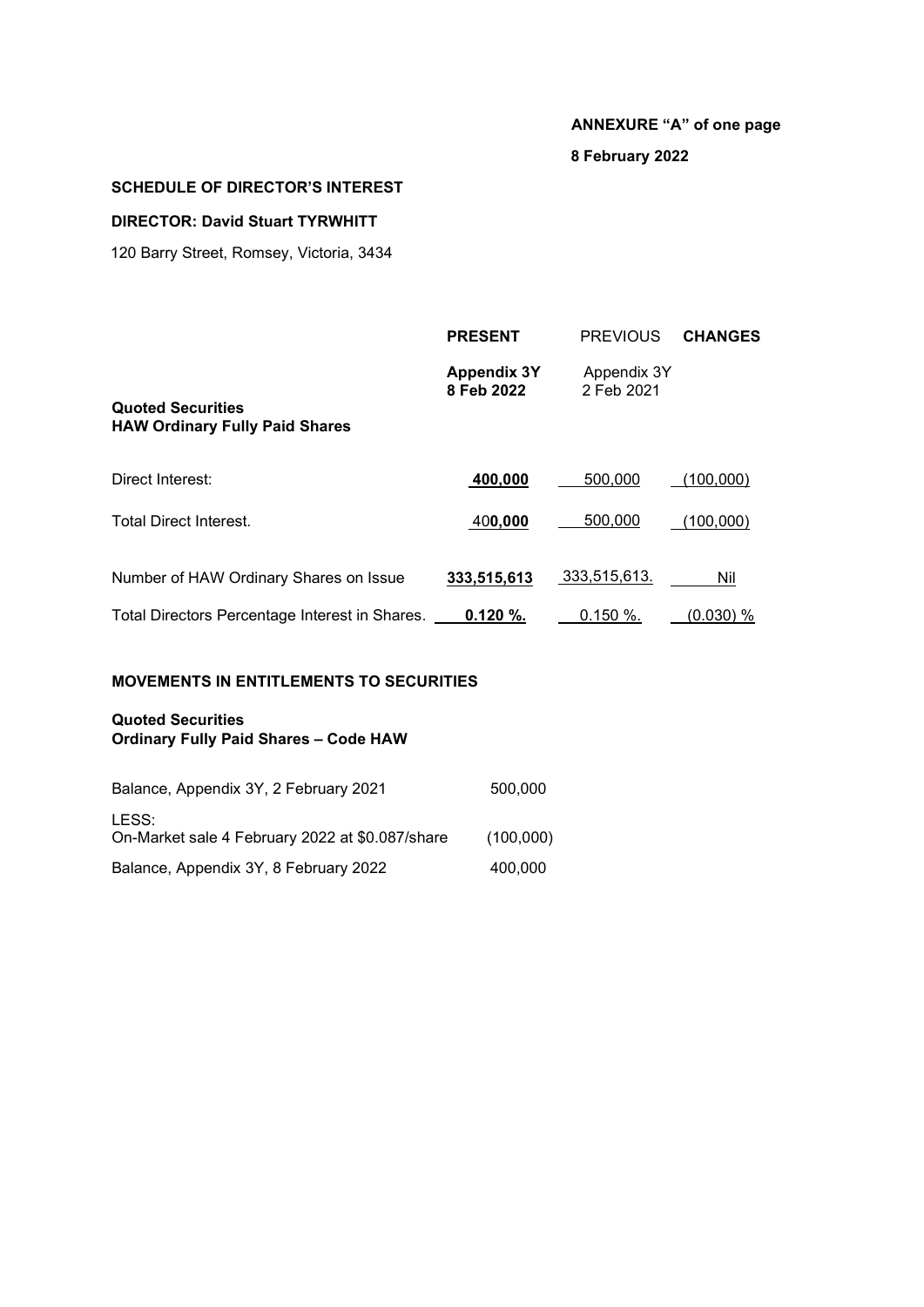**ANNEXURE "A" of one page**

**8 February 2022**

**SCHEDULE OF DIRECTOR'S INTEREST**

**DIRECTOR: David Stuart TYRWHITT**

120 Barry Street, Romsey, Victoria, 3434

| | **PRESENT** | PREVIOUS | **CHANGES** |
|---|---|---|---|
| **Quoted Securities HAW Ordinary Fully Paid Shares** | **Appendix 3Y 8 Feb 2022** | Appendix 3Y 2 Feb 2021 | |
| Direct Interest: | **400,000** | 500,000 | (100,000) |
| Total Direct Interest. | 40**0,000** | 500,000 | (100,000) |
| Number of HAW Ordinary Shares on Issue | **333,515,613** | 333,515,613. | Nil |
| Total Directors Percentage Interest in Shares. | **0.120 %.** | 0.150 %. | (0.030) % |

**MOVEMENTS IN ENTITLEMENTS TO SECURITIES**

**Quoted Securities**
**Ordinary Fully Paid Shares – Code HAW**

| | |
|---|---|
| Balance, Appendix 3Y, 2 February 2021 | 500,000 |
| LESS: On-Market sale 4 February 2022 at $0.087/share | (100,000) |
| Balance, Appendix 3Y, 8 February 2022 | 400,000 |